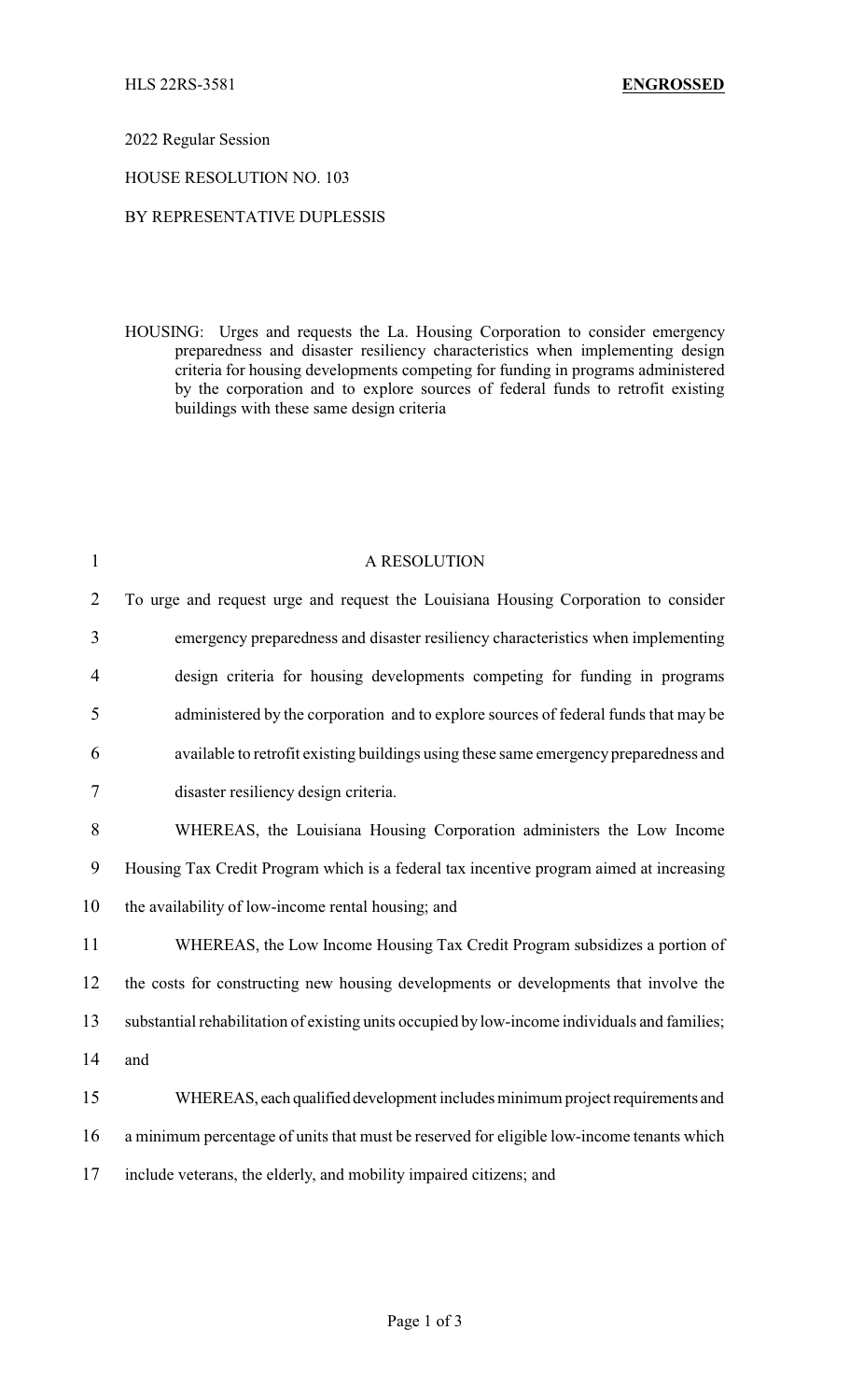HLS 22RS-3581 **ENGROSSED**

2022 Regular Session

HOUSE RESOLUTION NO. 103

BY REPRESENTATIVE DUPLESSIS

HOUSING: Urges and requests the La. Housing Corporation to consider emergency preparedness and disaster resiliency characteristics when implementing design criteria for housing developments competing for funding in programs administered by the corporation and to explore sources of federal funds to retrofit existing buildings with these same design criteria

1 A RESOLUTION

2 To urge and request urge and request the Louisiana Housing Corporation to consider
3 emergency preparedness and disaster resiliency characteristics when implementing
4 design criteria for housing developments competing for funding in programs
5 administered by the corporation and to explore sources of federal funds that may be
6 available to retrofit existing buildings using these same emergency preparedness and
7 disaster resiliency design criteria.

8 WHEREAS, the Louisiana Housing Corporation administers the Low Income
9 Housing Tax Credit Program which is a federal tax incentive program aimed at increasing
10 the availability of low-income rental housing; and

11 WHEREAS, the Low Income Housing Tax Credit Program subsidizes a portion of
12 the costs for constructing new housing developments or developments that involve the
13 substantial rehabilitation of existing units occupied by low-income individuals and families;
14 and

15 WHEREAS, each qualified development includes minimum project requirements and
16 a minimum percentage of units that must be reserved for eligible low-income tenants which
17 include veterans, the elderly, and mobility impaired citizens; and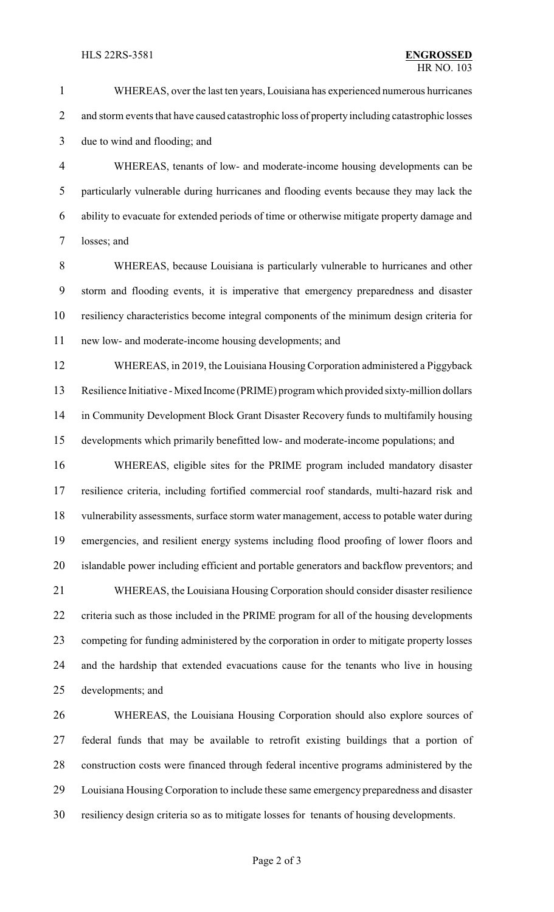WHEREAS, over the last ten years, Louisiana has experienced numerous hurricanes and storm events that have caused catastrophic loss of property including catastrophic losses due to wind and flooding; and

WHEREAS, tenants of low- and moderate-income housing developments can be particularly vulnerable during hurricanes and flooding events because they may lack the ability to evacuate for extended periods of time or otherwise mitigate property damage and losses; and

WHEREAS, because Louisiana is particularly vulnerable to hurricanes and other storm and flooding events, it is imperative that emergency preparedness and disaster resiliency characteristics become integral components of the minimum design criteria for new low- and moderate-income housing developments; and

WHEREAS, in 2019, the Louisiana Housing Corporation administered a Piggyback Resilience Initiative - Mixed Income (PRIME) program which provided sixty-million dollars in Community Development Block Grant Disaster Recovery funds to multifamily housing developments which primarily benefitted low- and moderate-income populations; and

WHEREAS, eligible sites for the PRIME program included mandatory disaster resilience criteria, including fortified commercial roof standards, multi-hazard risk and vulnerability assessments, surface storm water management, access to potable water during emergencies, and resilient energy systems including flood proofing of lower floors and islandable power including efficient and portable generators and backflow preventors; and

WHEREAS, the Louisiana Housing Corporation should consider disaster resilience criteria such as those included in the PRIME program for all of the housing developments competing for funding administered by the corporation in order to mitigate property losses and the hardship that extended evacuations cause for the tenants who live in housing developments; and

WHEREAS, the Louisiana Housing Corporation should also explore sources of federal funds that may be available to retrofit existing buildings that a portion of construction costs were financed through federal incentive programs administered by the Louisiana Housing Corporation to include these same emergency preparedness and disaster resiliency design criteria so as to mitigate losses for tenants of housing developments.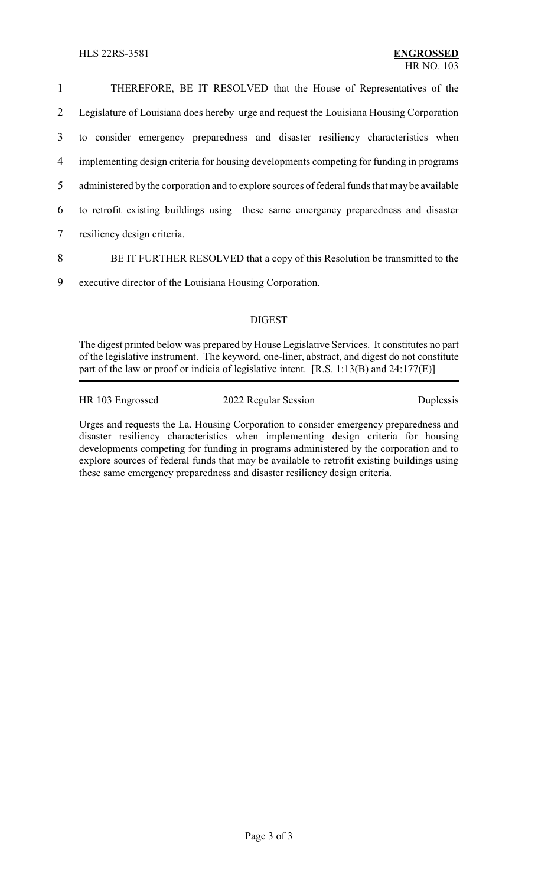THEREFORE, BE IT RESOLVED that the House of Representatives of the Legislature of Louisiana does hereby urge and request the Louisiana Housing Corporation to consider emergency preparedness and disaster resiliency characteristics when implementing design criteria for housing developments competing for funding in programs administered by the corporation and to explore sources of federal funds that may be available to retrofit existing buildings using these same emergency preparedness and disaster resiliency design criteria.

BE IT FURTHER RESOLVED that a copy of this Resolution be transmitted to the executive director of the Louisiana Housing Corporation.

---

## DIGEST

The digest printed below was prepared by House Legislative Services. It constitutes no part of the legislative instrument. The keyword, one-liner, abstract, and digest do not constitute part of the law or proof or indicia of legislative intent. [R.S. 1:13(B) and 24:177(E)]

---

HR 103 Engrossed | 2022 Regular Session | Duplessis

Urges and requests the La. Housing Corporation to consider emergency preparedness and disaster resiliency characteristics when implementing design criteria for housing developments competing for funding in programs administered by the corporation and to explore sources of federal funds that may be available to retrofit existing buildings using these same emergency preparedness and disaster resiliency design criteria.